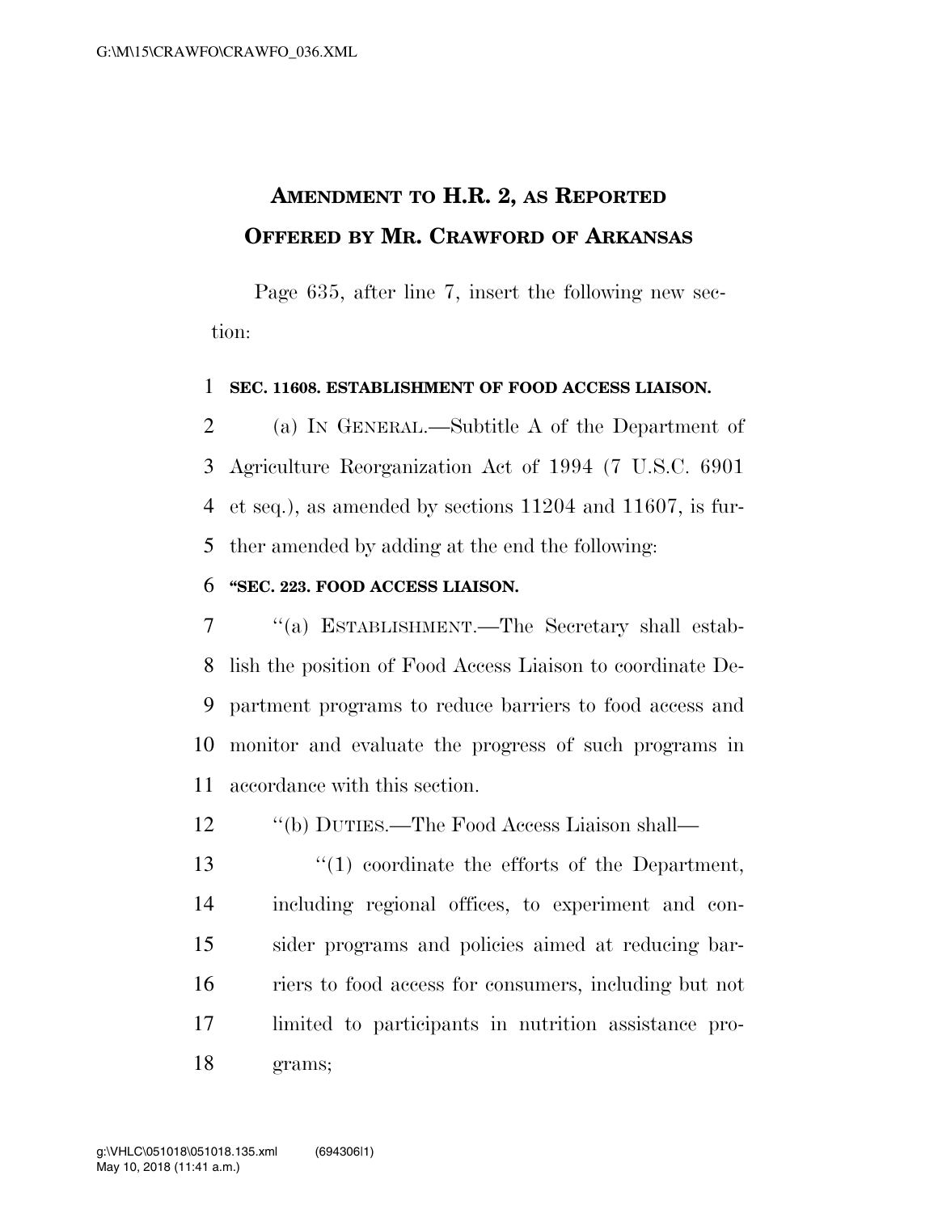# AMENDMENT TO H.R. 2, AS REPORTED OFFERED BY MR. CRAWFORD OF ARKANSAS

Page 635, after line 7, insert the following new section:

**SEC. 11608. ESTABLISHMENT OF FOOD ACCESS LIAISON.**

(a) IN GENERAL.—Subtitle A of the Department of Agriculture Reorganization Act of 1994 (7 U.S.C. 6901 et seq.), as amended by sections 11204 and 11607, is further amended by adding at the end the following:

**"SEC. 223. FOOD ACCESS LIAISON.**

"(a) ESTABLISHMENT.—The Secretary shall establish the position of Food Access Liaison to coordinate Department programs to reduce barriers to food access and monitor and evaluate the progress of such programs in accordance with this section.

"(b) DUTIES.—The Food Access Liaison shall—

"(1) coordinate the efforts of the Department, including regional offices, to experiment and consider programs and policies aimed at reducing barriers to food access for consumers, including but not limited to participants in nutrition assistance programs;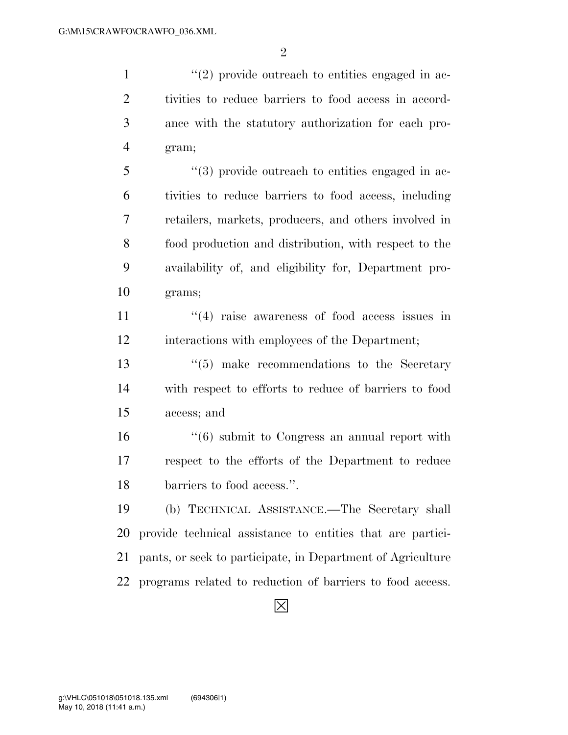"(2) provide outreach to entities engaged in activities to reduce barriers to food access in accordance with the statutory authorization for each program;

"(3) provide outreach to entities engaged in activities to reduce barriers to food access, including retailers, markets, producers, and others involved in food production and distribution, with respect to the availability of, and eligibility for, Department programs;

"(4) raise awareness of food access issues in interactions with employees of the Department;

"(5) make recommendations to the Secretary with respect to efforts to reduce of barriers to food access; and

"(6) submit to Congress an annual report with respect to the efforts of the Department to reduce barriers to food access.".

(b) TECHNICAL ASSISTANCE.—The Secretary shall provide technical assistance to entities that are participants, or seek to participate, in Department of Agriculture programs related to reduction of barriers to food access.